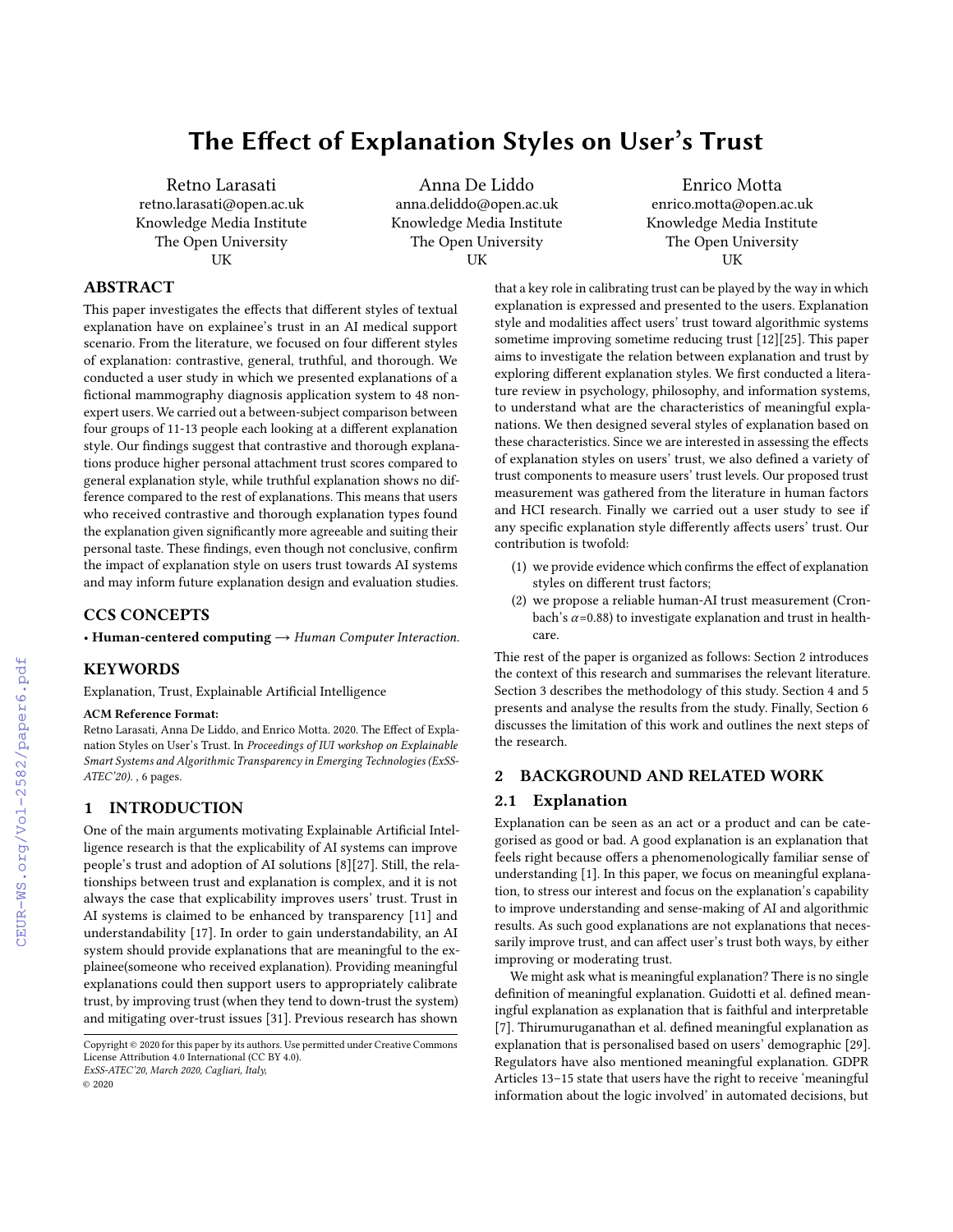# The Effect of Explanation Styles on User's Trust

Retno Larasati
retno.larasati@open.ac.uk
Knowledge Media Institute
The Open University
UK

Anna De Liddo
anna.deliddo@open.ac.uk
Knowledge Media Institute
The Open University
UK

Enrico Motta
enrico.motta@open.ac.uk
Knowledge Media Institute
The Open University
UK

## ABSTRACT

This paper investigates the effects that different styles of textual explanation have on explainee's trust in an AI medical support scenario. From the literature, we focused on four different styles of explanation: contrastive, general, truthful, and thorough. We conducted a user study in which we presented explanations of a fictional mammography diagnosis application system to 48 non-expert users. We carried out a between-subject comparison between four groups of 11-13 people each looking at a different explanation style. Our findings suggest that contrastive and thorough explanations produce higher personal attachment trust scores compared to general explanation style, while truthful explanation shows no difference compared to the rest of explanations. This means that users who received contrastive and thorough explanation types found the explanation given significantly more agreeable and suiting their personal taste. These findings, even though not conclusive, confirm the impact of explanation style on users trust towards AI systems and may inform future explanation design and evaluation studies.

## CCS CONCEPTS

• **Human-centered computing** → *Human Computer Interaction.*

## KEYWORDS

Explanation, Trust, Explainable Artificial Intelligence

**ACM Reference Format:**
Retno Larasati, Anna De Liddo, and Enrico Motta. 2020. The Effect of Explanation Styles on User's Trust. In *Proceedings of IUI workshop on Explainable Smart Systems and Algorithmic Transparency in Emerging Technologies (ExSS-ATEC'20).* , 6 pages.

## 1 INTRODUCTION

One of the main arguments motivating Explainable Artificial Intelligence research is that the explicability of AI systems can improve people's trust and adoption of AI solutions [8][27]. Still, the relationships between trust and explanation is complex, and it is not always the case that explicability improves users' trust. Trust in AI systems is claimed to be enhanced by transparency [11] and understandability [17]. In order to gain understandability, an AI system should provide explanations that are meaningful to the explainee(someone who received explanation). Providing meaningful explanations could then support users to appropriately calibrate trust, by improving trust (when they tend to down-trust the system) and mitigating over-trust issues [31]. Previous research has shown that a key role in calibrating trust can be played by the way in which explanation is expressed and presented to the users. Explanation style and modalities affect users' trust toward algorithmic systems sometime improving sometime reducing trust [12][25]. This paper aims to investigate the relation between explanation and trust by exploring different explanation styles. We first conducted a literature review in psychology, philosophy, and information systems, to understand what are the characteristics of meaningful explanations. We then designed several styles of explanation based on these characteristics. Since we are interested in assessing the effects of explanation styles on users' trust, we also defined a variety of trust components to measure users' trust levels. Our proposed trust measurement was gathered from the literature in human factors and HCI research. Finally we carried out a user study to see if any specific explanation style differently affects users' trust. Our contribution is twofold:

(1) we provide evidence which confirms the effect of explanation styles on different trust factors;
(2) we propose a reliable human-AI trust measurement (Cronbach's $\alpha$=0.88) to investigate explanation and trust in healthcare.

Thie rest of the paper is organized as follows: Section 2 introduces the context of this research and summarises the relevant literature. Section 3 describes the methodology of this study. Section 4 and 5 presents and analyse the results from the study. Finally, Section 6 discusses the limitation of this work and outlines the next steps of the research.

## 2 BACKGROUND AND RELATED WORK

### 2.1 Explanation

Explanation can be seen as an act or a product and can be categorised as good or bad. A good explanation is an explanation that feels right because offers a phenomenologically familiar sense of understanding [1]. In this paper, we focus on meaningful explanation, to stress our interest and focus on the explanation's capability to improve understanding and sense-making of AI and algorithmic results. As such good explanations are not explanations that necessarily improve trust, and can affect user's trust both ways, by either improving or moderating trust.

We might ask what is meaningful explanation? There is no single definition of meaningful explanation. Guidotti et al. defined meaningful explanation as explanation that is faithful and interpretable [7]. Thirumuruganathan et al. defined meaningful explanation as explanation that is personalised based on users' demographic [29]. Regulators have also mentioned meaningful explanation. GDPR Articles 13–15 state that users have the right to receive 'meaningful information about the logic involved' in automated decisions, but

Copyright © 2020 for this paper by its authors. Use permitted under Creative Commons License Attribution 4.0 International (CC BY 4.0).
*ExSS-ATEC'20, March 2020, Cagliari, Italy,*
© 2020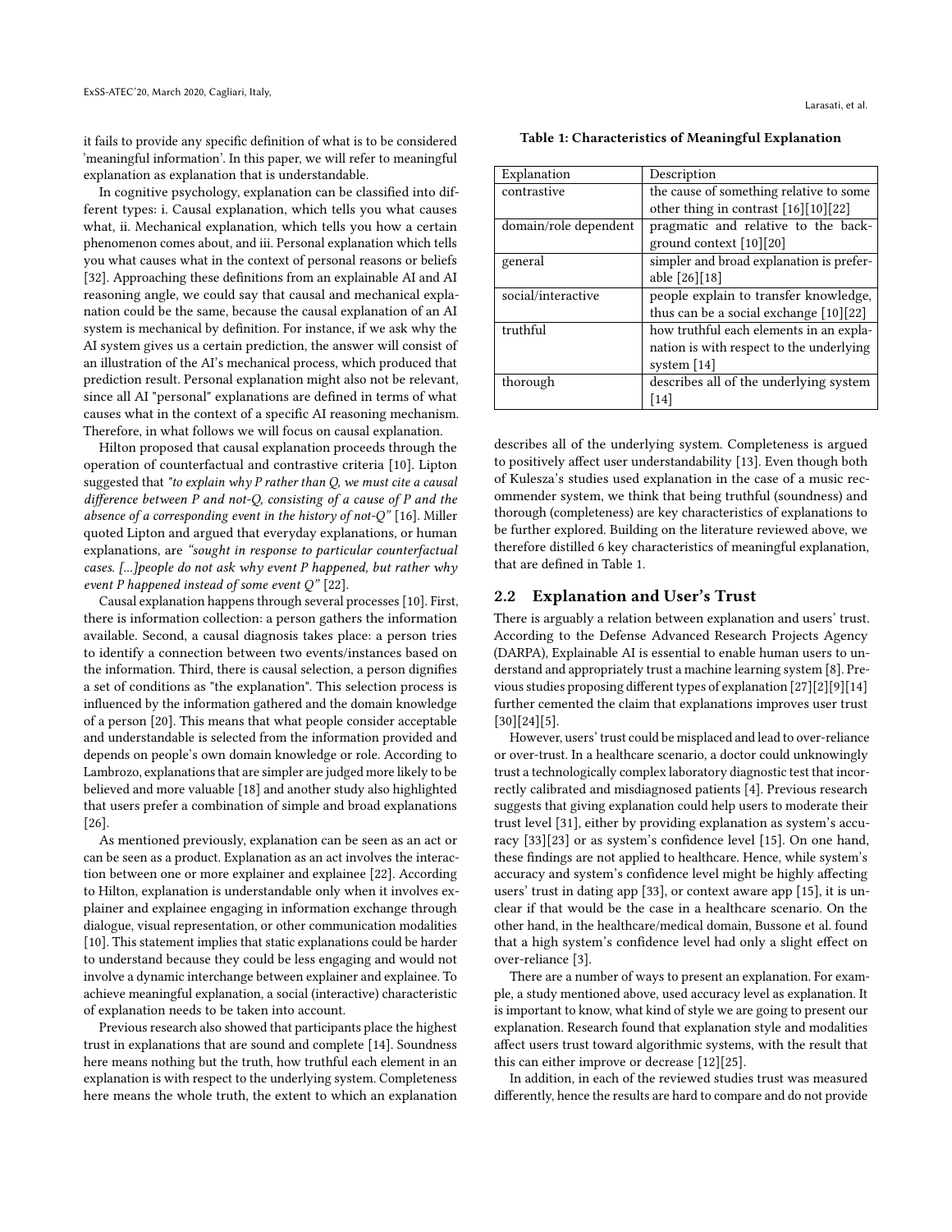it fails to provide any specific definition of what is to be considered 'meaningful information'. In this paper, we will refer to meaningful explanation as explanation that is understandable.

In cognitive psychology, explanation can be classified into different types: i. Causal explanation, which tells you what causes what, ii. Mechanical explanation, which tells you how a certain phenomenon comes about, and iii. Personal explanation which tells you what causes what in the context of personal reasons or beliefs [32]. Approaching these definitions from an explainable AI and AI reasoning angle, we could say that causal and mechanical explanation could be the same, because the causal explanation of an AI system is mechanical by definition. For instance, if we ask why the AI system gives us a certain prediction, the answer will consist of an illustration of the AI's mechanical process, which produced that prediction result. Personal explanation might also not be relevant, since all AI "personal" explanations are defined in terms of what causes what in the context of a specific AI reasoning mechanism. Therefore, in what follows we will focus on causal explanation.

Hilton proposed that causal explanation proceeds through the operation of counterfactual and contrastive criteria [10]. Lipton suggested that *"to explain why P rather than Q, we must cite a causal difference between P and not-Q, consisting of a cause of P and the absence of a corresponding event in the history of not-Q"* [16]. Miller quoted Lipton and argued that everyday explanations, or human explanations, are *"sought in response to particular counterfactual cases. [...]people do not ask why event P happened, but rather why event P happened instead of some event Q"* [22].

Causal explanation happens through several processes [10]. First, there is information collection: a person gathers the information available. Second, a causal diagnosis takes place: a person tries to identify a connection between two events/instances based on the information. Third, there is causal selection, a person dignifies a set of conditions as "the explanation". This selection process is influenced by the information gathered and the domain knowledge of a person [20]. This means that what people consider acceptable and understandable is selected from the information provided and depends on people's own domain knowledge or role. According to Lambrozo, explanations that are simpler are judged more likely to be believed and more valuable [18] and another study also highlighted that users prefer a combination of simple and broad explanations [26].

As mentioned previously, explanation can be seen as an act or can be seen as a product. Explanation as an act involves the interaction between one or more explainer and explainee [22]. According to Hilton, explanation is understandable only when it involves explainer and explainee engaging in information exchange through dialogue, visual representation, or other communication modalities [10]. This statement implies that static explanations could be harder to understand because they could be less engaging and would not involve a dynamic interchange between explainer and explainee. To achieve meaningful explanation, a social (interactive) characteristic of explanation needs to be taken into account.

Previous research also showed that participants place the highest trust in explanations that are sound and complete [14]. Soundness here means nothing but the truth, how truthful each element in an explanation is with respect to the underlying system. Completeness here means the whole truth, the extent to which an explanation describes all of the underlying system. Completeness is argued to positively affect user understandability [13]. Even though both of Kulesza's studies used explanation in the case of a music recommender system, we think that being truthful (soundness) and thorough (completeness) are key characteristics of explanations to be further explored. Building on the literature reviewed above, we therefore distilled 6 key characteristics of meaningful explanation, that are defined in Table 1.

**Table 1: Characteristics of Meaningful Explanation**

| Explanation | Description |
|---|---|
| contrastive | the cause of something relative to some other thing in contrast [16][10][22] |
| domain/role dependent | pragmatic and relative to the background context [10][20] |
| general | simpler and broad explanation is preferable [26][18] |
| social/interactive | people explain to transfer knowledge, thus can be a social exchange [10][22] |
| truthful | how truthful each elements in an explanation is with respect to the underlying system [14] |
| thorough | describes all of the underlying system [14] |

## 2.2 Explanation and User's Trust

There is arguably a relation between explanation and users' trust. According to the Defense Advanced Research Projects Agency (DARPA), Explainable AI is essential to enable human users to understand and appropriately trust a machine learning system [8]. Previous studies proposing different types of explanation [27][2][9][14] further cemented the claim that explanations improves user trust [30][24][5].

However, users' trust could be misplaced and lead to over-reliance or over-trust. In a healthcare scenario, a doctor could unknowingly trust a technologically complex laboratory diagnostic test that incorrectly calibrated and misdiagnosed patients [4]. Previous research suggests that giving explanation could help users to moderate their trust level [31], either by providing explanation as system's accuracy [33][23] or as system's confidence level [15]. On one hand, these findings are not applied to healthcare. Hence, while system's accuracy and system's confidence level might be highly affecting users' trust in dating app [33], or context aware app [15], it is unclear if that would be the case in a healthcare scenario. On the other hand, in the healthcare/medical domain, Bussone et al. found that a high system's confidence level had only a slight effect on over-reliance [3].

There are a number of ways to present an explanation. For example, a study mentioned above, used accuracy level as explanation. It is important to know, what kind of style we are going to present our explanation. Research found that explanation style and modalities affect users trust toward algorithmic systems, with the result that this can either improve or decrease [12][25].

In addition, in each of the reviewed studies trust was measured differently, hence the results are hard to compare and do not provide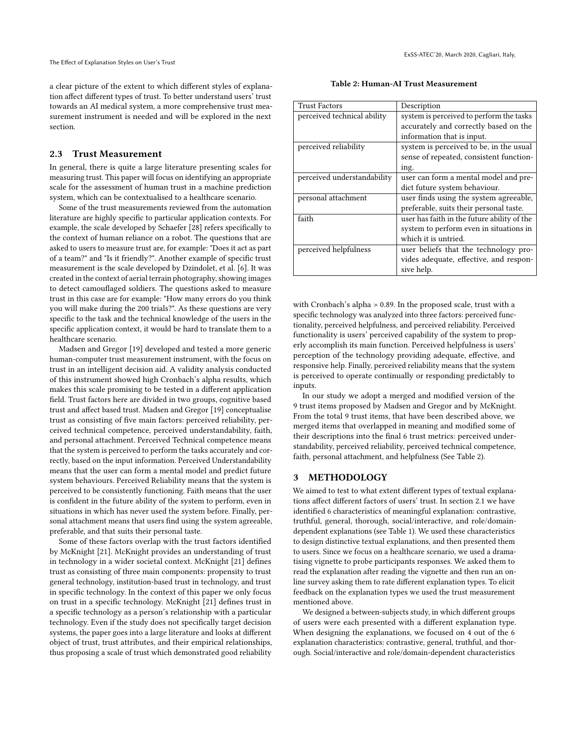a clear picture of the extent to which different styles of explanation affect different types of trust. To better understand users' trust towards an AI medical system, a more comprehensive trust measurement instrument is needed and will be explored in the next section.

### 2.3 Trust Measurement

In general, there is quite a large literature presenting scales for measuring trust. This paper will focus on identifying an appropriate scale for the assessment of human trust in a machine prediction system, which can be contextualised to a healthcare scenario.

Some of the trust measurements reviewed from the automation literature are highly specific to particular application contexts. For example, the scale developed by Schaefer [28] refers specifically to the context of human reliance on a robot. The questions that are asked to users to measure trust are, for example: "Does it act as part of a team?" and "Is it friendly?". Another example of specific trust measurement is the scale developed by Dzindolet, et al. [6]. It was created in the context of aerial terrain photography, showing images to detect camouflaged soldiers. The questions asked to measure trust in this case are for example: "How many errors do you think you will make during the 200 trials?". As these questions are very specific to the task and the technical knowledge of the users in the specific application context, it would be hard to translate them to a healthcare scenario.

Madsen and Gregor [19] developed and tested a more generic human-computer trust measurement instrument, with the focus on trust in an intelligent decision aid. A validity analysis conducted of this instrument showed high Cronbach's alpha results, which makes this scale promising to be tested in a different application field. Trust factors here are divided in two groups, cognitive based trust and affect based trust. Madsen and Gregor [19] conceptualise trust as consisting of five main factors: perceived reliability, perceived technical competence, perceived understandability, faith, and personal attachment. Perceived Technical competence means that the system is perceived to perform the tasks accurately and correctly, based on the input information. Perceived Understandability means that the user can form a mental model and predict future system behaviours. Perceived Reliability means that the system is perceived to be consistently functioning. Faith means that the user is confident in the future ability of the system to perform, even in situations in which has never used the system before. Finally, personal attachment means that users find using the system agreeable, preferable, and that suits their personal taste.

Some of these factors overlap with the trust factors identified by McKnight [21]. McKnight provides an understanding of trust in technology in a wider societal context. McKnight [21] defines trust as consisting of three main components: propensity to trust general technology, institution-based trust in technology, and trust in specific technology. In the context of this paper we only focus on trust in a specific technology. McKnight [21] defines trust in a specific technology as a person's relationship with a particular technology. Even if the study does not specifically target decision systems, the paper goes into a large literature and looks at different object of trust, trust attributes, and their empirical relationships, thus proposing a scale of trust which demonstrated good reliability

**Table 2: Human-AI Trust Measurement**

| Trust Factors | Description |
|---|---|
| perceived technical ability | system is perceived to perform the tasks accurately and correctly based on the information that is input. |
| perceived reliability | system is perceived to be, in the usual sense of repeated, consistent functioning. |
| perceived understandability | user can form a mental model and predict future system behaviour. |
| personal attachment | user finds using the system agreeable, preferable, suits their personal taste. |
| faith | user has faith in the future ability of the system to perform even in situations in which it is untried. |
| perceived helpfulness | user beliefs that the technology provides adequate, effective, and responsive help. |

with Cronbach's alpha > 0.89. In the proposed scale, trust with a specific technology was analyzed into three factors: perceived functionality, perceived helpfulness, and perceived reliability. Perceived functionality is users' perceived capability of the system to properly accomplish its main function. Perceived helpfulness is users' perception of the technology providing adequate, effective, and responsive help. Finally, perceived reliability means that the system is perceived to operate continually or responding predictably to inputs.

In our study we adopt a merged and modified version of the 9 trust items proposed by Madsen and Gregor and by McKnight. From the total 9 trust items, that have been described above, we merged items that overlapped in meaning and modified some of their descriptions into the final 6 trust metrics: perceived understandability, perceived reliability, perceived technical competence, faith, personal attachment, and helpfulness (See Table 2).

## 3 METHODOLOGY

We aimed to test to what extent different types of textual explanations affect different factors of users' trust. In section 2.1 we have identified 6 characteristics of meaningful explanation: contrastive, truthful, general, thorough, social/interactive, and role/domain-dependent explanations (see Table 1). We used these characteristics to design distinctive textual explanations, and then presented them to users. Since we focus on a healthcare scenario, we used a dramatising vignette to probe participants responses. We asked them to read the explanation after reading the vignette and then run an online survey asking them to rate different explanation types. To elicit feedback on the explanation types we used the trust measurement mentioned above.

We designed a between-subjects study, in which different groups of users were each presented with a different explanation type. When designing the explanations, we focused on 4 out of the 6 explanation characteristics: contrastive, general, truthful, and thorough. Social/interactive and role/domain-dependent characteristics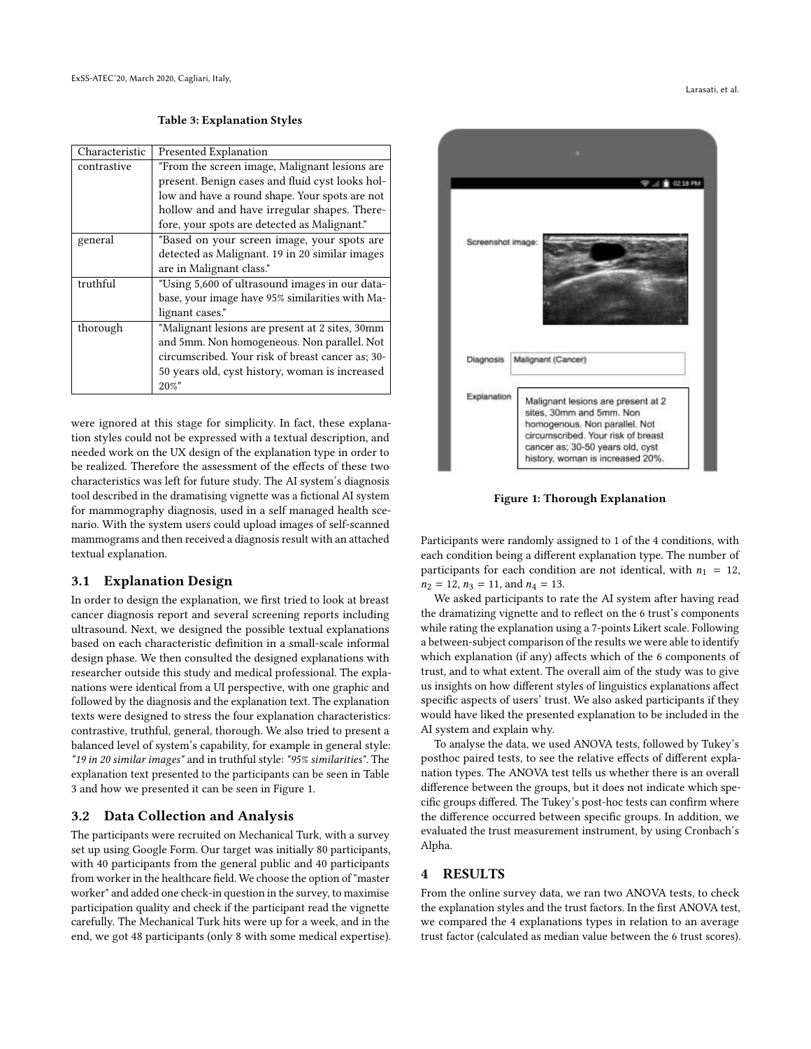**Table 3: Explanation Styles**

| Characteristic | Presented Explanation |
|---|---|
| contrastive | "From the screen image, Malignant lesions are present. Benign cases and fluid cyst looks hollow and have a round shape. Your spots are not hollow and and have irregular shapes. Therefore, your spots are detected as Malignant." |
| general | "Based on your screen image, your spots are detected as Malignant. 19 in 20 similar images are in Malignant class." |
| truthful | "Using 5,600 of ultrasound images in our database, your image have 95% similarities with Malignant cases." |
| thorough | "Malignant lesions are present at 2 sites, 30mm and 5mm. Non homogeneous. Non parallel. Not circumscribed. Your risk of breast cancer as; 30-50 years old, cyst history, woman is increased 20%" |

were ignored at this stage for simplicity. In fact, these explanation styles could not be expressed with a textual description, and needed work on the UX design of the explanation type in order to be realized. Therefore the assessment of the effects of these two characteristics was left for future study. The AI system's diagnosis tool described in the dramatising vignette was a fictional AI system for mammography diagnosis, used in a self managed health scenario. With the system users could upload images of self-scanned mammograms and then received a diagnosis result with an attached textual explanation.

## 3.1 Explanation Design

In order to design the explanation, we first tried to look at breast cancer diagnosis report and several screening reports including ultrasound. Next, we designed the possible textual explanations based on each characteristic definition in a small-scale informal design phase. We then consulted the designed explanations with researcher outside this study and medical professional. The explanations were identical from a UI perspective, with one graphic and followed by the diagnosis and the explanation text. The explanation texts were designed to stress the four explanation characteristics: contrastive, truthful, general, thorough. We also tried to present a balanced level of system's capability, for example in general style: *"19 in 20 similar images"* and in truthful style: *"95% similarities"*. The explanation text presented to the participants can be seen in Table 3 and how we presented it can be seen in Figure 1.

## 3.2 Data Collection and Analysis

The participants were recruited on Mechanical Turk, with a survey set up using Google Form. Our target was initially 80 participants, with 40 participants from the general public and 40 participants from worker in the healthcare field. We choose the option of "master worker" and added one check-in question in the survey, to maximise participation quality and check if the participant read the vignette carefully. The Mechanical Turk hits were up for a week, and in the end, we got 48 participants (only 8 with some medical expertise).

Screenshot image:

Diagnosis: Malignant (Cancer)

Explanation: Malignant lesions are present at 2 sites, 30mm and 5mm. Non homogenous. Non parallel. Not circumscribed. Your risk of breast cancer as; 30-50 years old, cyst history, woman is increased 20%.

**Figure 1: Thorough Explanation**

Participants were randomly assigned to 1 of the 4 conditions, with each condition being a different explanation type. The number of participants for each condition are not identical, with $n_1 = 12$, $n_2 = 12$, $n_3 = 11$, and $n_4 = 13$.

We asked participants to rate the AI system after having read the dramatizing vignette and to reflect on the 6 trust's components while rating the explanation using a 7-points Likert scale. Following a between-subject comparison of the results we were able to identify which explanation (if any) affects which of the 6 components of trust, and to what extent. The overall aim of the study was to give us insights on how different styles of linguistics explanations affect specific aspects of users' trust. We also asked participants if they would have liked the presented explanation to be included in the AI system and explain why.

To analyse the data, we used ANOVA tests, followed by Tukey's posthoc paired tests, to see the relative effects of different explanation types. The ANOVA test tells us whether there is an overall difference between the groups, but it does not indicate which specific groups differed. The Tukey's post-hoc tests can confirm where the difference occurred between specific groups. In addition, we evaluated the trust measurement instrument, by using Cronbach's Alpha.

# 4 RESULTS

From the online survey data, we ran two ANOVA tests, to check the explanation styles and the trust factors. In the first ANOVA test, we compared the 4 explanations types in relation to an average trust factor (calculated as median value between the 6 trust scores).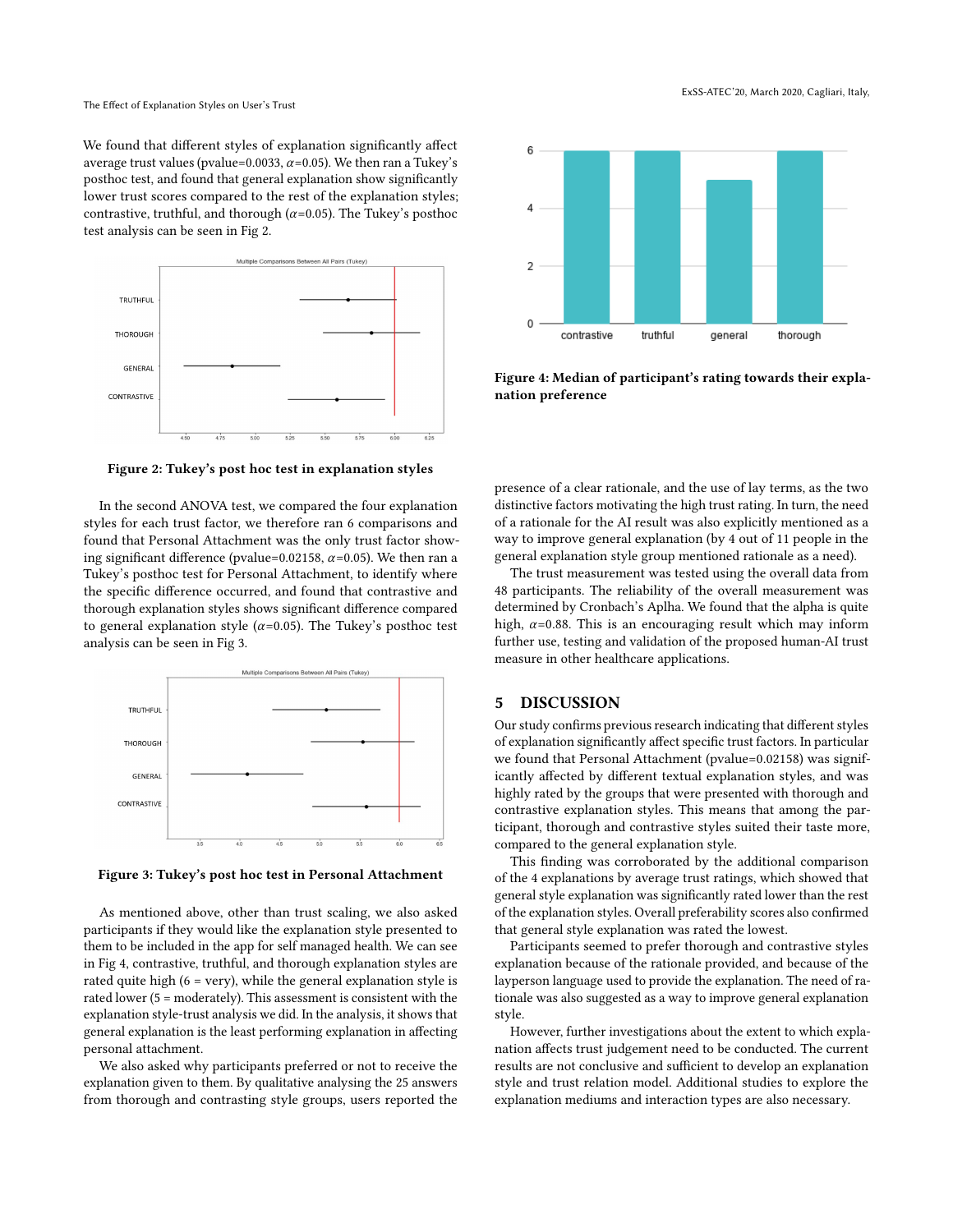We found that different styles of explanation significantly affect average trust values (pvalue=0.0033, $\alpha$=0.05). We then ran a Tukey's posthoc test, and found that general explanation show significantly lower trust scores compared to the rest of the explanation styles; contrastive, truthful, and thorough ($\alpha$=0.05). The Tukey's posthoc test analysis can be seen in Fig 2.

**Figure 2: Tukey's post hoc test in explanation styles**

In the second ANOVA test, we compared the four explanation styles for each trust factor, we therefore ran 6 comparisons and found that Personal Attachment was the only trust factor showing significant difference (pvalue=0.02158, $\alpha$=0.05). We then ran a Tukey's posthoc test for Personal Attachment, to identify where the specific difference occurred, and found that contrastive and thorough explanation styles shows significant difference compared to general explanation style ($\alpha$=0.05). The Tukey's posthoc test analysis can be seen in Fig 3.

**Figure 3: Tukey's post hoc test in Personal Attachment**

As mentioned above, other than trust scaling, we also asked participants if they would like the explanation style presented to them to be included in the app for self managed health. We can see in Fig 4, contrastive, truthful, and thorough explanation styles are rated quite high (6 = very), while the general explanation style is rated lower (5 = moderately). This assessment is consistent with the explanation style-trust analysis we did. In the analysis, it shows that general explanation is the least performing explanation in affecting personal attachment.

We also asked why participants preferred or not to receive the explanation given to them. By qualitative analysing the 25 answers from thorough and contrasting style groups, users reported the presence of a clear rationale, and the use of lay terms, as the two distinctive factors motivating the high trust rating. In turn, the need of a rationale for the AI result was also explicitly mentioned as a way to improve general explanation (by 4 out of 11 people in the general explanation style group mentioned rationale as a need).

The trust measurement was tested using the overall data from 48 participants. The reliability of the overall measurement was determined by Cronbach's Aplha. We found that the alpha is quite high, $\alpha$=0.88. This is an encouraging result which may inform further use, testing and validation of the proposed human-AI trust measure in other healthcare applications.

**Figure 4: Median of participant's rating towards their explanation preference**

## 5 DISCUSSION

Our study confirms previous research indicating that different styles of explanation significantly affect specific trust factors. In particular we found that Personal Attachment (pvalue=0.02158) was significantly affected by different textual explanation styles, and was highly rated by the groups that were presented with thorough and contrastive explanation styles. This means that among the participant, thorough and contrastive styles suited their taste more, compared to the general explanation style.

This finding was corroborated by the additional comparison of the 4 explanations by average trust ratings, which showed that general style explanation was significantly rated lower than the rest of the explanation styles. Overall preferability scores also confirmed that general style explanation was rated the lowest.

Participants seemed to prefer thorough and contrastive styles explanation because of the rationale provided, and because of the layperson language used to provide the explanation. The need of rationale was also suggested as a way to improve general explanation style.

However, further investigations about the extent to which explanation affects trust judgement need to be conducted. The current results are not conclusive and sufficient to develop an explanation style and trust relation model. Additional studies to explore the explanation mediums and interaction types are also necessary.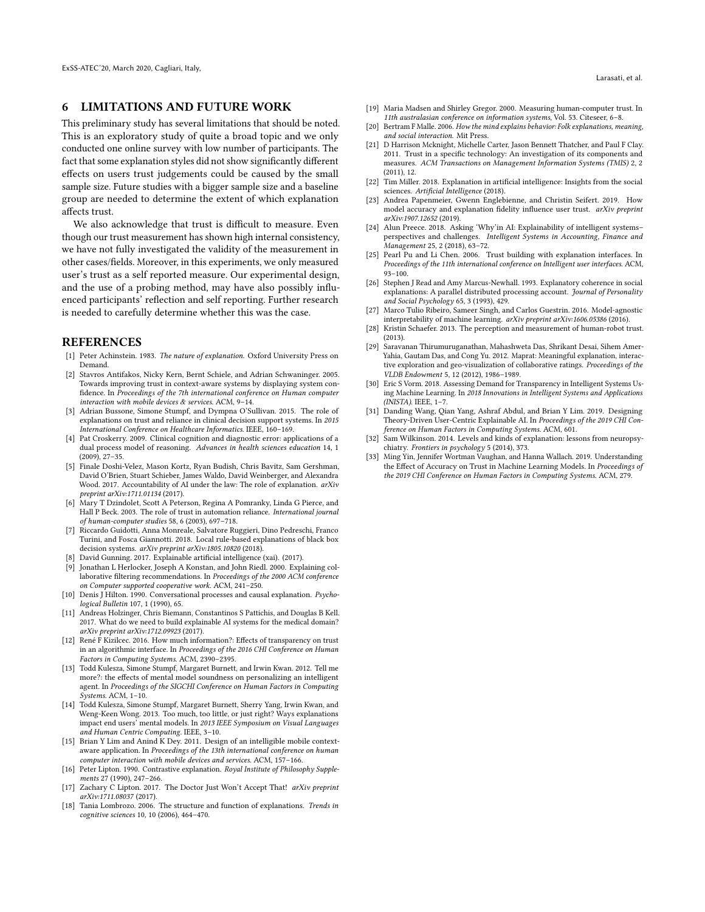## 6 LIMITATIONS AND FUTURE WORK

This preliminary study has several limitations that should be noted. This is an exploratory study of quite a broad topic and we only conducted one online survey with low number of participants. The fact that some explanation styles did not show significantly different effects on users trust judgements could be caused by the small sample size. Future studies with a bigger sample size and a baseline group are needed to determine the extent of which explanation affects trust.

We also acknowledge that trust is difficult to measure. Even though our trust measurement has shown high internal consistency, we have not fully investigated the validity of the measurement in other cases/fields. Moreover, in this experiments, we only measured user's trust as a self reported measure. Our experimental design, and the use of a probing method, may have also possibly influenced participants' reflection and self reporting. Further research is needed to carefully determine whether this was the case.

## REFERENCES

- [1] Peter Achinstein. 1983. *The nature of explanation.* Oxford University Press on Demand.
- [2] Stavros Antifakos, Nicky Kern, Bernt Schiele, and Adrian Schwaninger. 2005. Towards improving trust in context-aware systems by displaying system confidence. In *Proceedings of the 7th international conference on Human computer interaction with mobile devices & services.* ACM, 9–14.
- [3] Adrian Bussone, Simone Stumpf, and Dympna O'Sullivan. 2015. The role of explanations on trust and reliance in clinical decision support systems. In *2015 International Conference on Healthcare Informatics.* IEEE, 160–169.
- [4] Pat Croskerry. 2009. Clinical cognition and diagnostic error: applications of a dual process model of reasoning. *Advances in health sciences education* 14, 1 (2009), 27–35.
- [5] Finale Doshi-Velez, Mason Kortz, Ryan Budish, Chris Bavitz, Sam Gershman, David O'Brien, Stuart Schieber, James Waldo, David Weinberger, and Alexandra Wood. 2017. Accountability of AI under the law: The role of explanation. *arXiv preprint arXiv:1711.01134* (2017).
- [6] Mary T Dzindolet, Scott A Peterson, Regina A Pomranky, Linda G Pierce, and Hall P Beck. 2003. The role of trust in automation reliance. *International journal of human-computer studies* 58, 6 (2003), 697–718.
- [7] Riccardo Guidotti, Anna Monreale, Salvatore Ruggieri, Dino Pedreschi, Franco Turini, and Fosca Giannotti. 2018. Local rule-based explanations of black box decision systems. *arXiv preprint arXiv:1805.10820* (2018).
- [8] David Gunning. 2017. Explainable artificial intelligence (xai). (2017).
- [9] Jonathan L Herlocker, Joseph A Konstan, and John Riedl. 2000. Explaining collaborative filtering recommendations. In *Proceedings of the 2000 ACM conference on Computer supported cooperative work.* ACM, 241–250.
- [10] Denis J Hilton. 1990. Conversational processes and causal explanation. *Psychological Bulletin* 107, 1 (1990), 65.
- [11] Andreas Holzinger, Chris Biemann, Constantinos S Pattichis, and Douglas B Kell. 2017. What do we need to build explainable AI systems for the medical domain? *arXiv preprint arXiv:1712.09923* (2017).
- [12] René F Kizilcec. 2016. How much information?: Effects of transparency on trust in an algorithmic interface. In *Proceedings of the 2016 CHI Conference on Human Factors in Computing Systems.* ACM, 2390–2395.
- [13] Todd Kulesza, Simone Stumpf, Margaret Burnett, and Irwin Kwan. 2012. Tell me more?: the effects of mental model soundness on personalizing an intelligent agent. In *Proceedings of the SIGCHI Conference on Human Factors in Computing Systems.* ACM, 1–10.
- [14] Todd Kulesza, Simone Stumpf, Margaret Burnett, Sherry Yang, Irwin Kwan, and Weng-Keen Wong. 2013. Too much, too little, or just right? Ways explanations impact end users' mental models. In *2013 IEEE Symposium on Visual Languages and Human Centric Computing.* IEEE, 3–10.
- [15] Brian Y Lim and Anind K Dey. 2011. Design of an intelligible mobile context-aware application. In *Proceedings of the 13th international conference on human computer interaction with mobile devices and services.* ACM, 157–166.
- [16] Peter Lipton. 1990. Contrastive explanation. *Royal Institute of Philosophy Supplements* 27 (1990), 247–266.
- [17] Zachary C Lipton. 2017. The Doctor Just Won't Accept That! *arXiv preprint arXiv:1711.08037* (2017).
- [18] Tania Lombrozo. 2006. The structure and function of explanations. *Trends in cognitive sciences* 10, 10 (2006), 464–470.
- [19] Maria Madsen and Shirley Gregor. 2000. Measuring human-computer trust. In *11th australasian conference on information systems*, Vol. 53. Citeseer, 6–8.
- [20] Bertram F Malle. 2006. *How the mind explains behavior: Folk explanations, meaning, and social interaction.* Mit Press.
- [21] D Harrison Mcknight, Michelle Carter, Jason Bennett Thatcher, and Paul F Clay. 2011. Trust in a specific technology: An investigation of its components and measures. *ACM Transactions on Management Information Systems (TMIS)* 2, 2 (2011), 12.
- [22] Tim Miller. 2018. Explanation in artificial intelligence: Insights from the social sciences. *Artificial Intelligence* (2018).
- [23] Andrea Papenmeier, Gwenn Englebienne, and Christin Seifert. 2019. How model accuracy and explanation fidelity influence user trust. *arXiv preprint arXiv:1907.12652* (2019).
- [24] Alun Preece. 2018. Asking 'Why'in AI: Explainability of intelligent systems–perspectives and challenges. *Intelligent Systems in Accounting, Finance and Management* 25, 2 (2018), 63–72.
- [25] Pearl Pu and Li Chen. 2006. Trust building with explanation interfaces. In *Proceedings of the 11th international conference on Intelligent user interfaces.* ACM, 93–100.
- [26] Stephen J Read and Amy Marcus-Newhall. 1993. Explanatory coherence in social explanations: A parallel distributed processing account. *Journal of Personality and Social Psychology* 65, 3 (1993), 429.
- [27] Marco Tulio Ribeiro, Sameer Singh, and Carlos Guestrin. 2016. Model-agnostic interpretability of machine learning. *arXiv preprint arXiv:1606.05386* (2016).
- [28] Kristin Schaefer. 2013. The perception and measurement of human-robot trust. (2013).
- [29] Saravanan Thirumuruganathan, Mahashweta Das, Shrikant Desai, Sihem Amer-Yahia, Gautam Das, and Cong Yu. 2012. Maprat: Meaningful explanation, interactive exploration and geo-visualization of collaborative ratings. *Proceedings of the VLDB Endowment* 5, 12 (2012), 1986–1989.
- [30] Eric S Vorm. 2018. Assessing Demand for Transparency in Intelligent Systems Using Machine Learning. In *2018 Innovations in Intelligent Systems and Applications (INISTA).* IEEE, 1–7.
- [31] Danding Wang, Qian Yang, Ashraf Abdul, and Brian Y Lim. 2019. Designing Theory-Driven User-Centric Explainable AI. In *Proceedings of the 2019 CHI Conference on Human Factors in Computing Systems.* ACM, 601.
- [32] Sam Wilkinson. 2014. Levels and kinds of explanation: lessons from neuropsychiatry. *Frontiers in psychology* 5 (2014), 373.
- [33] Ming Yin, Jennifer Wortman Vaughan, and Hanna Wallach. 2019. Understanding the Effect of Accuracy on Trust in Machine Learning Models. In *Proceedings of the 2019 CHI Conference on Human Factors in Computing Systems.* ACM, 279.